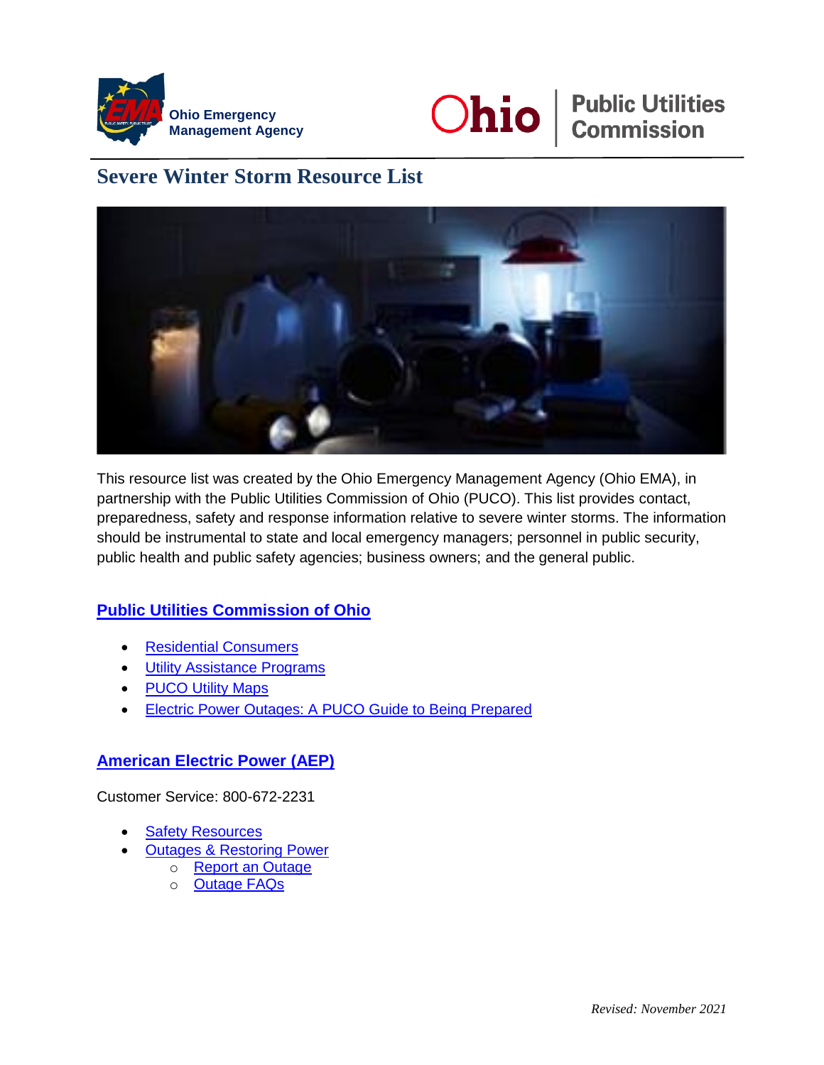Ohio Emergency Management Agency

Ohio | Public Utilities Commission

# Severe Winter Storm Resource List

This resource list was created by the Ohio Emergency Management Agency (Ohio EMA), in partnership with the Public Utilities Commission of Ohio (PUCO). This list provides contact, preparedness, safety and response information relative to severe winter storms. The information should be instrumental to state and local emergency managers; personnel in public security, public health and public safety agencies; business owners; and the general public.

## Public Utilities Commission of Ohio

- Residential Consumers
- Utility Assistance Programs
- PUCO Utility Maps
- Electric Power Outages: A PUCO Guide to Being Prepared

## American Electric Power (AEP)

Customer Service: 800-672-2231

- Safety Resources
- Outages & Restoring Power
  - Report an Outage
  - Outage FAQs

*Revised: November 2021*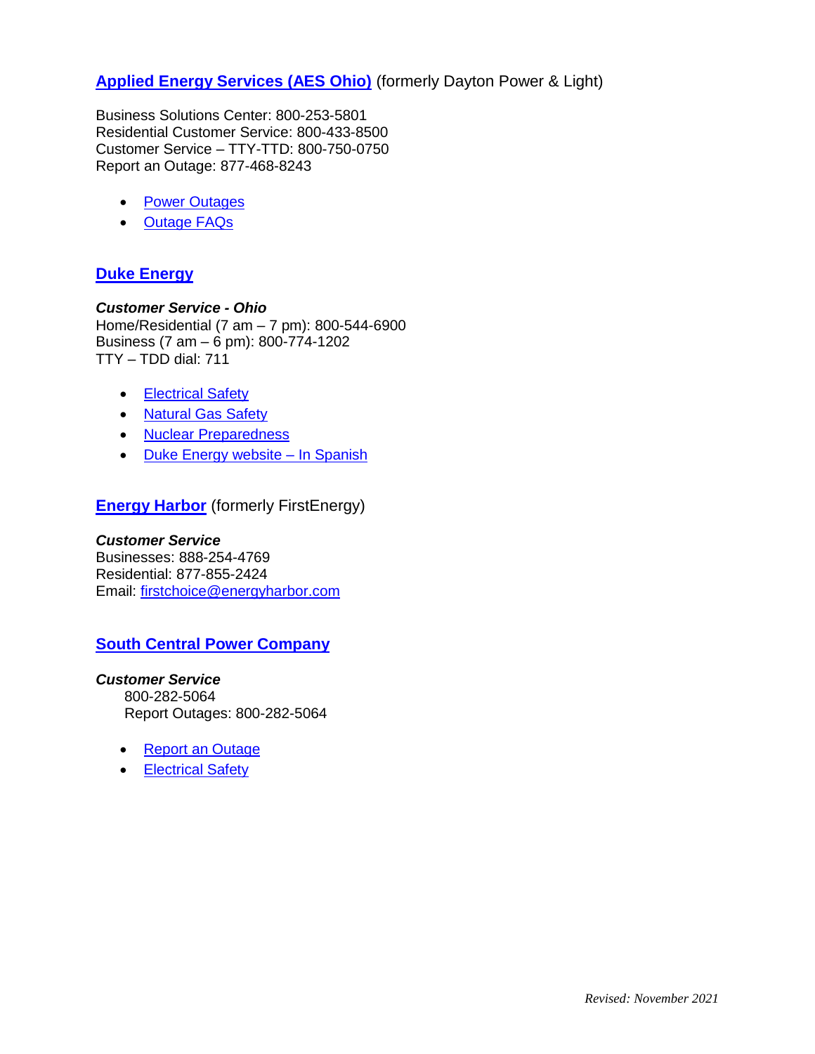## **Applied Energy Services (AES Ohio)** (formerly Dayton Power & Light)

Business Solutions Center: 800-253-5801
Residential Customer Service: 800-433-8500
Customer Service – TTY-TTD: 800-750-0750
Report an Outage: 877-468-8243

- Power Outages
- Outage FAQs

## **Duke Energy**

***Customer Service - Ohio***
Home/Residential (7 am – 7 pm): 800-544-6900
Business (7 am – 6 pm): 800-774-1202
TTY – TDD dial: 711

- Electrical Safety
- Natural Gas Safety
- Nuclear Preparedness
- Duke Energy website – In Spanish

## **Energy Harbor** (formerly FirstEnergy)

***Customer Service***
Businesses: 888-254-4769
Residential: 877-855-2424
Email: firstchoice@energyharbor.com

## **South Central Power Company**

***Customer Service***
800-282-5064
Report Outages: 800-282-5064

- Report an Outage
- Electrical Safety

*Revised: November 2021*